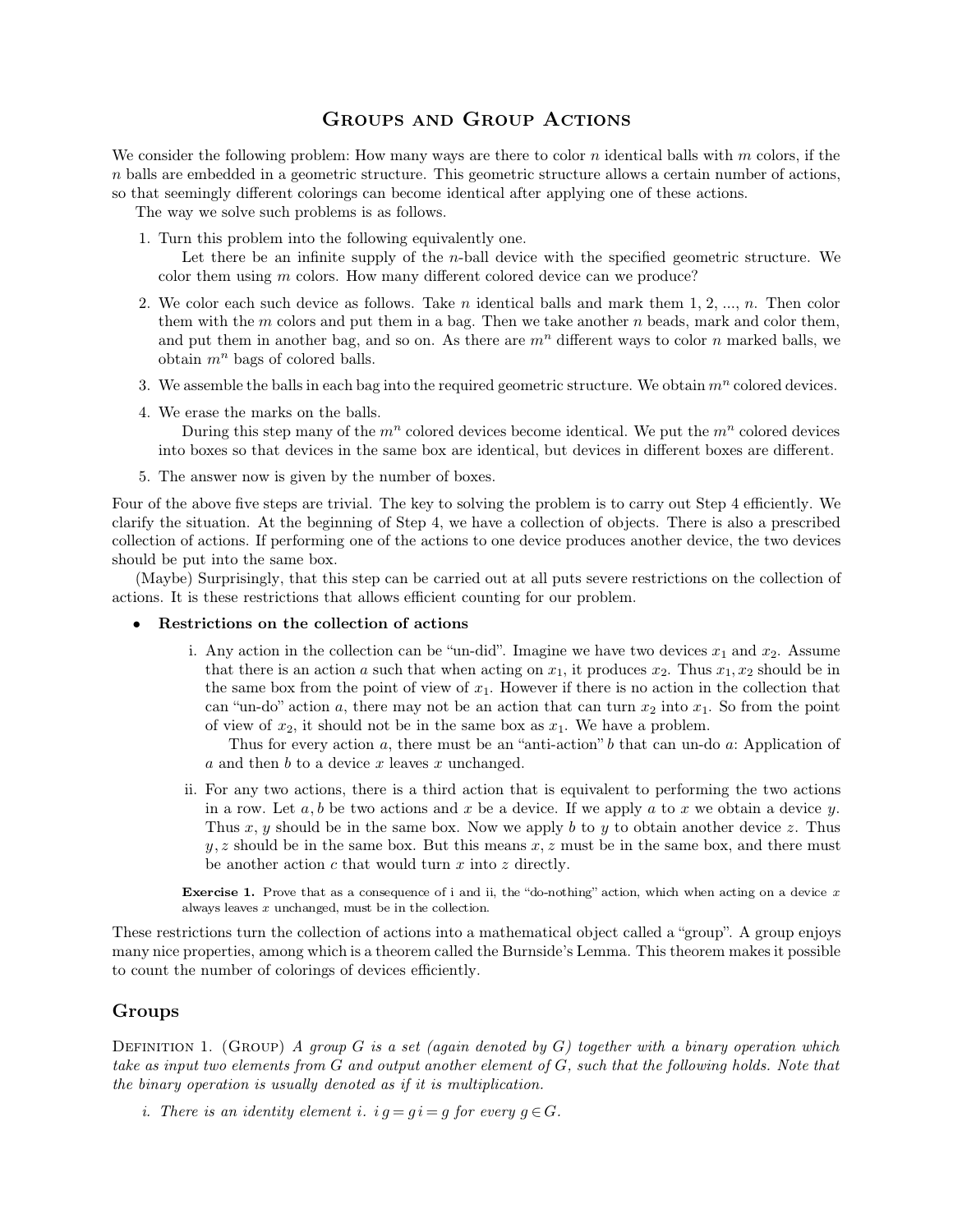# Groups and Group Actions

We consider the following problem: How many ways are there to color $n$ identical balls with $m$ colors, if the $n$ balls are embedded in a geometric structure. This geometric structure allows a certain number of actions, so that seemingly different colorings can become identical after applying one of these actions.

The way we solve such problems is as follows.

1. Turn this problem into the following equivalently one.

   Let there be an infinite supply of the $n$-ball device with the specified geometric structure. We color them using $m$ colors. How many different colored device can we produce?

2. We color each such device as follows. Take $n$ identical balls and mark them 1, 2, ..., $n$. Then color them with the $m$ colors and put them in a bag. Then we take another $n$ beads, mark and color them, and put them in another bag, and so on. As there are $m^n$ different ways to color $n$ marked balls, we obtain $m^n$ bags of colored balls.

3. We assemble the balls in each bag into the required geometric structure. We obtain $m^n$ colored devices.

4. We erase the marks on the balls.

   During this step many of the $m^n$ colored devices become identical. We put the $m^n$ colored devices into boxes so that devices in the same box are identical, but devices in different boxes are different.

5. The answer now is given by the number of boxes.

Four of the above five steps are trivial. The key to solving the problem is to carry out Step 4 efficiently. We clarify the situation. At the beginning of Step 4, we have a collection of objects. There is also a prescribed collection of actions. If performing one of the actions to one device produces another device, the two devices should be put into the same box.

(Maybe) Surprisingly, that this step can be carried out at all puts severe restrictions on the collection of actions. It is these restrictions that allows efficient counting for our problem.

- **Restrictions on the collection of actions**

  i. Any action in the collection can be "un-did". Imagine we have two devices $x_1$ and $x_2$. Assume that there is an action $a$ such that when acting on $x_1$, it produces $x_2$. Thus $x_1, x_2$ should be in the same box from the point of view of $x_1$. However if there is no action in the collection that can "un-do" action $a$, there may not be an action that can turn $x_2$ into $x_1$. So from the point of view of $x_2$, it should not be in the same box as $x_1$. We have a problem.

     Thus for every action $a$, there must be an "anti-action" $b$ that can un-do $a$: Application of $a$ and then $b$ to a device $x$ leaves $x$ unchanged.

  ii. For any two actions, there is a third action that is equivalent to performing the two actions in a row. Let $a, b$ be two actions and $x$ be a device. If we apply $a$ to $x$ we obtain a device $y$. Thus $x$, $y$ should be in the same box. Now we apply $b$ to $y$ to obtain another device $z$. Thus $y, z$ should be in the same box. But this means $x, z$ must be in the same box, and there must be another action $c$ that would turn $x$ into $z$ directly.

  **Exercise 1.** Prove that as a consequence of i and ii, the "do-nothing" action, which when acting on a device $x$ always leaves $x$ unchanged, must be in the collection.

These restrictions turn the collection of actions into a mathematical object called a "group". A group enjoys many nice properties, among which is a theorem called the Burnside's Lemma. This theorem makes it possible to count the number of colorings of devices efficiently.

## Groups

Definition 1. (Group) *A group $G$ is a set (again denoted by $G$) together with a binary operation which take as input two elements from $G$ and output another element of $G$, such that the following holds. Note that the binary operation is usually denoted as if it is multiplication.*

*i. There is an identity element $i$. $i\,g = g\,i = g$ for every $g \in G$.*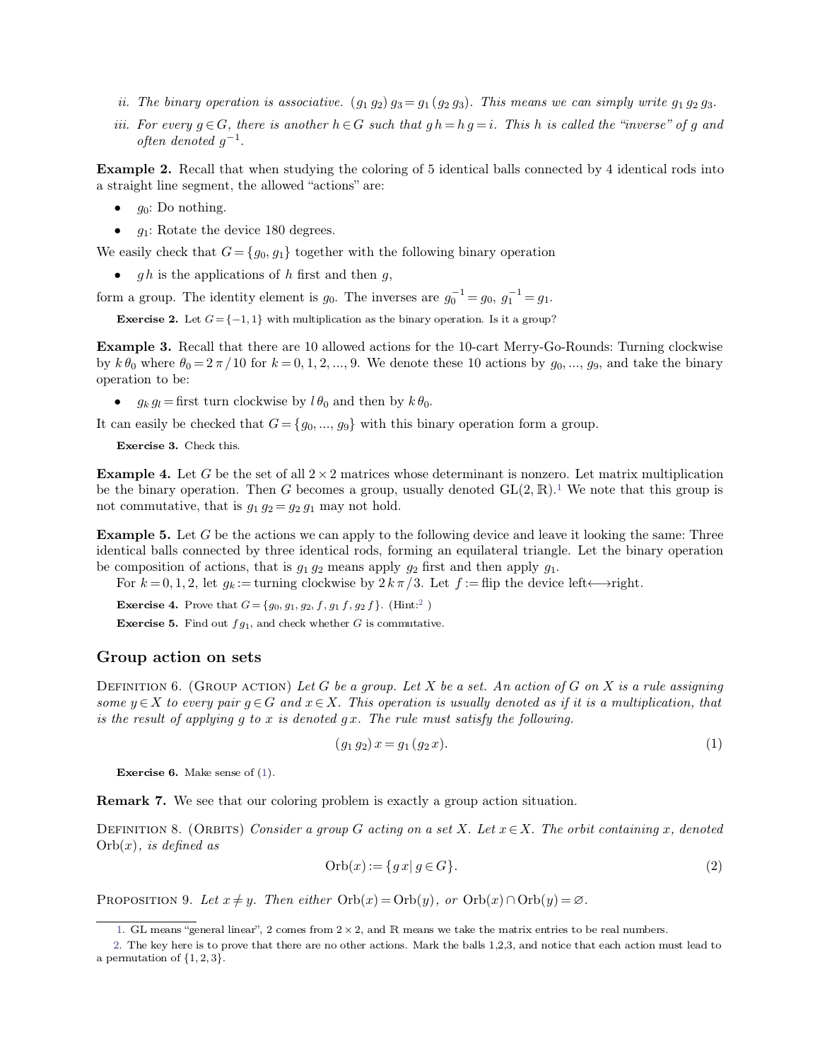ii. *The binary operation is associative.* $(g_1 g_2) g_3 = g_1 (g_2 g_3)$. *This means we can simply write* $g_1 g_2 g_3$.

iii. *For every* $g \in G$, *there is another* $h \in G$ *such that* $g h = h g = i$. *This* $h$ *is called the "inverse" of* $g$ *and often denoted* $g^{-1}$.

**Example 2.** Recall that when studying the coloring of 5 identical balls connected by 4 identical rods into a straight line segment, the allowed "actions" are:

- $g_0$: Do nothing.
- $g_1$: Rotate the device 180 degrees.

We easily check that $G = \{g_0, g_1\}$ together with the following binary operation

- $g h$ is the applications of $h$ first and then $g$,

form a group. The identity element is $g_0$. The inverses are $g_0^{-1} = g_0$, $g_1^{-1} = g_1$.

**Exercise 2.** Let $G = \{-1, 1\}$ with multiplication as the binary operation. Is it a group?

**Example 3.** Recall that there are 10 allowed actions for the 10-cart Merry-Go-Rounds: Turning clockwise by $k \theta_0$ where $\theta_0 = 2\pi/10$ for $k = 0, 1, 2, ..., 9$. We denote these 10 actions by $g_0, ..., g_9$, and take the binary operation to be:

- $g_k g_l =$ first turn clockwise by $l \theta_0$ and then by $k \theta_0$.

It can easily be checked that $G = \{g_0, ..., g_9\}$ with this binary operation form a group.

**Exercise 3.** Check this.

**Example 4.** Let $G$ be the set of all $2 \times 2$ matrices whose determinant is nonzero. Let matrix multiplication be the binary operation. Then $G$ becomes a group, usually denoted $\mathrm{GL}(2, \mathbb{R})$.[1] We note that this group is not commutative, that is $g_1 g_2 = g_2 g_1$ may not hold.

**Example 5.** Let $G$ be the actions we can apply to the following device and leave it looking the same: Three identical balls connected by three identical rods, forming an equilateral triangle. Let the binary operation be composition of actions, that is $g_1 g_2$ means apply $g_2$ first and then apply $g_1$.

For $k = 0, 1, 2$, let $g_k :=$ turning clockwise by $2k\pi/3$. Let $f :=$ flip the device left⟷right.

**Exercise 4.** Prove that $G = \{g_0, g_1, g_2, f, g_1 f, g_2 f\}$. (Hint:[2] )

**Exercise 5.** Find out $f g_1$, and check whether $G$ is commutative.

## Group action on sets

Definition 6. (Group action) *Let* $G$ *be a group. Let* $X$ *be a set. An action of* $G$ *on* $X$ *is a rule assigning some* $y \in X$ *to every pair* $g \in G$ *and* $x \in X$. *This operation is usually denoted as if it is a multiplication, that is the result of applying* $g$ *to* $x$ *is denoted* $g x$. *The rule must satisfy the following.*

$$(g_1 g_2) x = g_1 (g_2 x). \tag{1}$$

**Exercise 6.** Make sense of (1).

**Remark 7.** We see that our coloring problem is exactly a group action situation.

Definition 8. (Orbits) *Consider a group* $G$ *acting on a set* $X$. *Let* $x \in X$. *The orbit containing* $x$, *denoted* $\mathrm{Orb}(x)$, *is defined as*

$$\mathrm{Orb}(x) := \{g x | g \in G\}. \tag{2}$$

Proposition 9. *Let* $x \neq y$. *Then either* $\mathrm{Orb}(x) = \mathrm{Orb}(y)$, *or* $\mathrm{Orb}(x) \cap \mathrm{Orb}(y) = \varnothing$.

---

1. GL means "general linear", 2 comes from $2 \times 2$, and $\mathbb{R}$ means we take the matrix entries to be real numbers.
2. The key here is to prove that there are no other actions. Mark the balls 1,2,3, and notice that each action must lead to a permutation of $\{1, 2, 3\}$.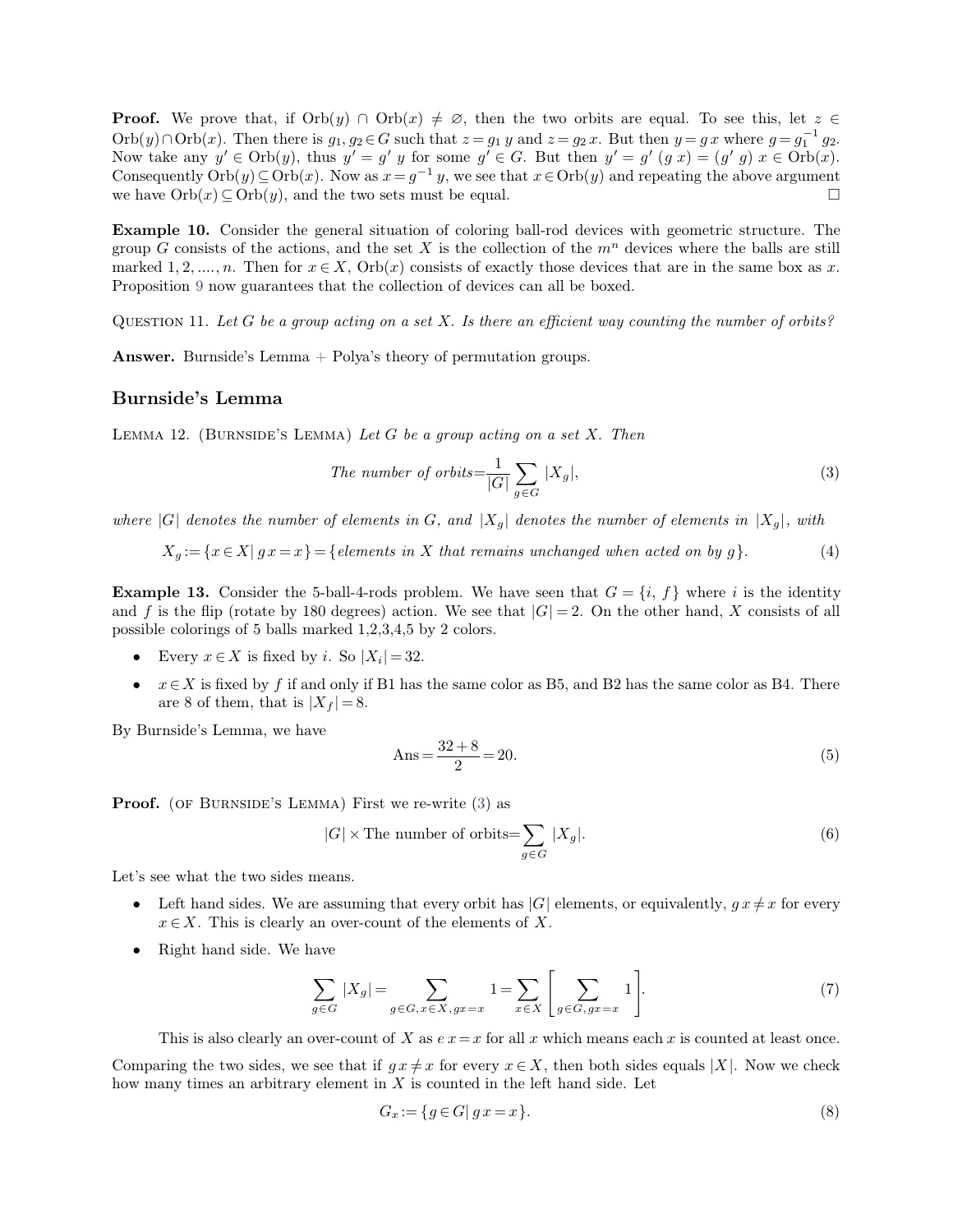**Proof.** We prove that, if $\mathrm{Orb}(y) \cap \mathrm{Orb}(x) \neq \varnothing$, then the two orbits are equal. To see this, let $z \in \mathrm{Orb}(y) \cap \mathrm{Orb}(x)$. Then there is $g_1, g_2 \in G$ such that $z = g_1\, y$ and $z = g_2\, x$. But then $y = g\, x$ where $g = g_1^{-1}\, g_2$. Now take any $y' \in \mathrm{Orb}(y)$, thus $y' = g'\, y$ for some $g' \in G$. But then $y' = g'\,(g\, x) = (g'\, g)\, x \in \mathrm{Orb}(x)$. Consequently $\mathrm{Orb}(y) \subseteq \mathrm{Orb}(x)$. Now as $x = g^{-1}\, y$, we see that $x \in \mathrm{Orb}(y)$ and repeating the above argument we have $\mathrm{Orb}(x) \subseteq \mathrm{Orb}(y)$, and the two sets must be equal. □

**Example 10.** Consider the general situation of coloring ball-rod devices with geometric structure. The group $G$ consists of the actions, and the set $X$ is the collection of the $m^n$ devices where the balls are still marked $1, 2, \ldots, n$. Then for $x \in X$, $\mathrm{Orb}(x)$ consists of exactly those devices that are in the same box as $x$. Proposition 9 now guarantees that the collection of devices can all be boxed.

QUESTION 11. *Let $G$ be a group acting on a set $X$. Is there an efficient way counting the number of orbits?*

**Answer.** Burnside's Lemma + Polya's theory of permutation groups.

## Burnside's Lemma

LEMMA 12. (BURNSIDE'S LEMMA) *Let $G$ be a group acting on a set $X$. Then*

$$\text{The number of orbits} = \frac{1}{|G|} \sum_{g \in G} |X_g|, \tag{3}$$

*where $|G|$ denotes the number of elements in $G$, and $|X_g|$ denotes the number of elements in $|X_g|$, with*

$$X_g := \{x \in X \mid g\, x = x\} = \{\text{elements in } X \text{ that remains unchanged when acted on by } g\}. \tag{4}$$

**Example 13.** Consider the 5-ball-4-rods problem. We have seen that $G = \{i, f\}$ where $i$ is the identity and $f$ is the flip (rotate by 180 degrees) action. We see that $|G| = 2$. On the other hand, $X$ consists of all possible colorings of 5 balls marked 1,2,3,4,5 by 2 colors.

- Every $x \in X$ is fixed by $i$. So $|X_i| = 32$.
- $x \in X$ is fixed by $f$ if and only if B1 has the same color as B5, and B2 has the same color as B4. There are 8 of them, that is $|X_f| = 8$.

By Burnside's Lemma, we have

$$\mathrm{Ans} = \frac{32 + 8}{2} = 20. \tag{5}$$

**Proof.** (OF BURNSIDE'S LEMMA) First we re-write (3) as

$$|G| \times \text{The number of orbits} = \sum_{g \in G} |X_g|. \tag{6}$$

Let's see what the two sides means.

- Left hand sides. We are assuming that every orbit has $|G|$ elements, or equivalently, $g\, x \neq x$ for every $x \in X$. This is clearly an over-count of the elements of $X$.
- Right hand side. We have

$$\sum_{g \in G} |X_g| = \sum_{g \in G, x \in X, gx = x} 1 = \sum_{x \in X} \left[ \sum_{g \in G, gx = x} 1 \right]. \tag{7}$$

  This is also clearly an over-count of $X$ as $e\, x = x$ for all $x$ which means each $x$ is counted at least once.

Comparing the two sides, we see that if $g\, x \neq x$ for every $x \in X$, then both sides equals $|X|$. Now we check how many times an arbitrary element in $X$ is counted in the left hand side. Let

$$G_x := \{g \in G \mid g\, x = x\}. \tag{8}$$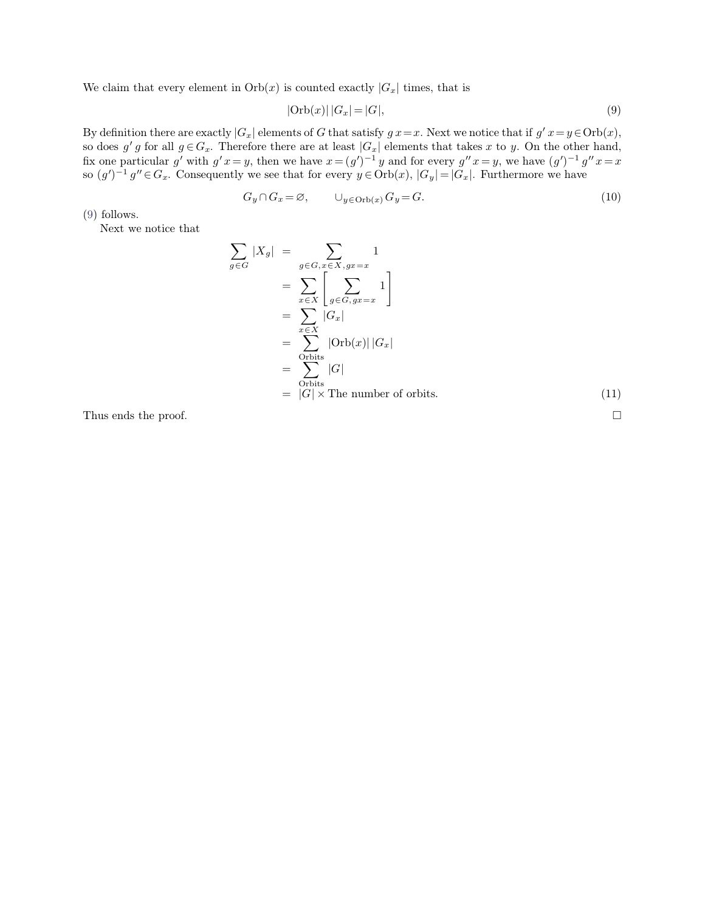We claim that every element in $\text{Orb}(x)$ is counted exactly $|G_x|$ times, that is

$$|\text{Orb}(x)|\,|G_x| = |G|, \tag{9}$$

By definition there are exactly $|G_x|$ elements of $G$ that satisfy $g\,x = x$. Next we notice that if $g'\,x = y \in \text{Orb}(x)$, so does $g'\,g$ for all $g \in G_x$. Therefore there are at least $|G_x|$ elements that takes $x$ to $y$. On the other hand, fix one particular $g'$ with $g'\,x = y$, then we have $x = (g')^{-1}\,y$ and for every $g''\,x = y$, we have $(g')^{-1}\,g''\,x = x$ so $(g')^{-1}\,g'' \in G_x$. Consequently we see that for every $y \in \text{Orb}(x)$, $|G_y| = |G_x|$. Furthermore we have

$$G_y \cap G_x = \varnothing, \qquad \cup_{y \in \text{Orb}(x)}\, G_y = G. \tag{10}$$

(9) follows.

Next we notice that

$$\begin{aligned}
\sum_{g \in G} |X_g| &= \sum_{g \in G,\, x \in X,\, gx = x} 1 \\
&= \sum_{x \in X} \left[ \sum_{g \in G,\, gx = x} 1 \right] \\
&= \sum_{x \in X} |G_x| \\
&= \sum_{\text{Orbits}} |\text{Orb}(x)|\,|G_x| \\
&= \sum_{\text{Orbits}} |G| \\
&= |G| \times \text{The number of orbits.}
\end{aligned} \tag{11}$$

Thus ends the proof. $\square$